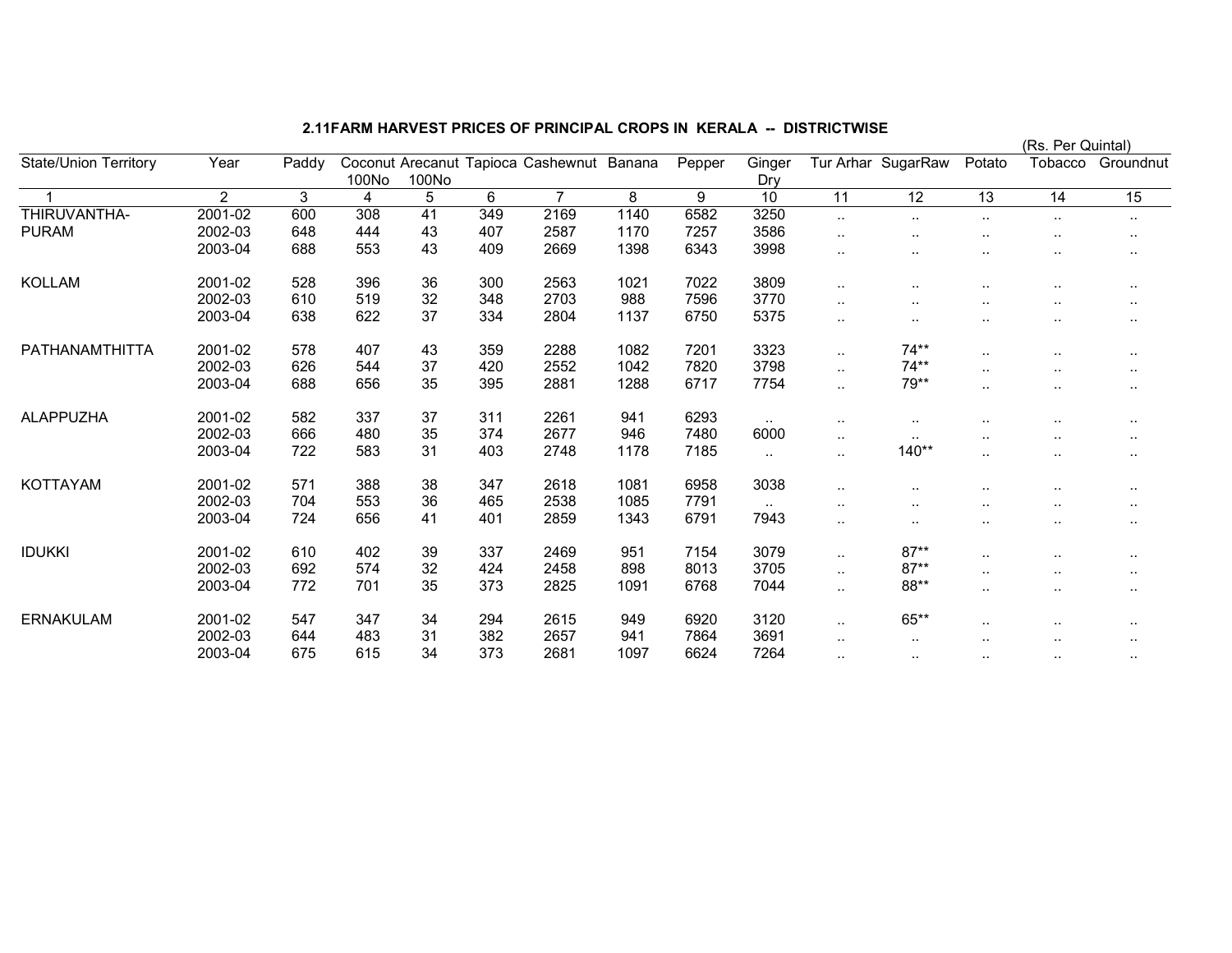## 2.11FARM HARVEST PRICES OF PRINCIPAL CROPS IN KERALA -- DISTRICTWISE

(Rs. Per Quintal)

| State/Union Territory | Year | Paddy | Coconut 100No | Arecanut 100No | Tapioca | Cashewnut | Banana | Pepper | Ginger Dry | Tur Arhar | SugarRaw | Potato | Tobacco | Groundnut |
|---|---|---|---|---|---|---|---|---|---|---|---|---|---|---|
| 1 | 2 | 3 | 4 | 5 | 6 | 7 | 8 | 9 | 10 | 11 | 12 | 13 | 14 | 15 |
| THIRUVANTHA- | 2001-02 | 600 | 308 | 41 | 349 | 2169 | 1140 | 6582 | 3250 | .. | .. | .. | .. | .. |
| PURAM | 2002-03 | 648 | 444 | 43 | 407 | 2587 | 1170 | 7257 | 3586 | .. | .. | .. | .. | .. |
| | 2003-04 | 688 | 553 | 43 | 409 | 2669 | 1398 | 6343 | 3998 | .. | .. | .. | .. | .. |
| KOLLAM | 2001-02 | 528 | 396 | 36 | 300 | 2563 | 1021 | 7022 | 3809 | .. | .. | .. | .. | .. |
| | 2002-03 | 610 | 519 | 32 | 348 | 2703 | 988 | 7596 | 3770 | .. | .. | .. | .. | .. |
| | 2003-04 | 638 | 622 | 37 | 334 | 2804 | 1137 | 6750 | 5375 | .. | .. | .. | .. | .. |
| PATHANAMTHITTA | 2001-02 | 578 | 407 | 43 | 359 | 2288 | 1082 | 7201 | 3323 | .. | 74** | .. | .. | .. |
| | 2002-03 | 626 | 544 | 37 | 420 | 2552 | 1042 | 7820 | 3798 | .. | 74** | .. | .. | .. |
| | 2003-04 | 688 | 656 | 35 | 395 | 2881 | 1288 | 6717 | 7754 | .. | 79** | .. | .. | .. |
| ALAPPUZHA | 2001-02 | 582 | 337 | 37 | 311 | 2261 | 941 | 6293 | .. | .. | .. | .. | .. | .. |
| | 2002-03 | 666 | 480 | 35 | 374 | 2677 | 946 | 7480 | 6000 | .. | .. | .. | .. | .. |
| | 2003-04 | 722 | 583 | 31 | 403 | 2748 | 1178 | 7185 | .. | .. | 140** | .. | .. | .. |
| KOTTAYAM | 2001-02 | 571 | 388 | 38 | 347 | 2618 | 1081 | 6958 | 3038 | .. | .. | .. | .. | .. |
| | 2002-03 | 704 | 553 | 36 | 465 | 2538 | 1085 | 7791 | .. | .. | .. | .. | .. | .. |
| | 2003-04 | 724 | 656 | 41 | 401 | 2859 | 1343 | 6791 | 7943 | .. | .. | .. | .. | .. |
| IDUKKI | 2001-02 | 610 | 402 | 39 | 337 | 2469 | 951 | 7154 | 3079 | .. | 87** | .. | .. | .. |
| | 2002-03 | 692 | 574 | 32 | 424 | 2458 | 898 | 8013 | 3705 | .. | 87** | .. | .. | .. |
| | 2003-04 | 772 | 701 | 35 | 373 | 2825 | 1091 | 6768 | 7044 | .. | 88** | .. | .. | .. |
| ERNAKULAM | 2001-02 | 547 | 347 | 34 | 294 | 2615 | 949 | 6920 | 3120 | .. | 65** | .. | .. | .. |
| | 2002-03 | 644 | 483 | 31 | 382 | 2657 | 941 | 7864 | 3691 | .. | .. | .. | .. | .. |
| | 2003-04 | 675 | 615 | 34 | 373 | 2681 | 1097 | 6624 | 7264 | .. | .. | .. | .. | .. |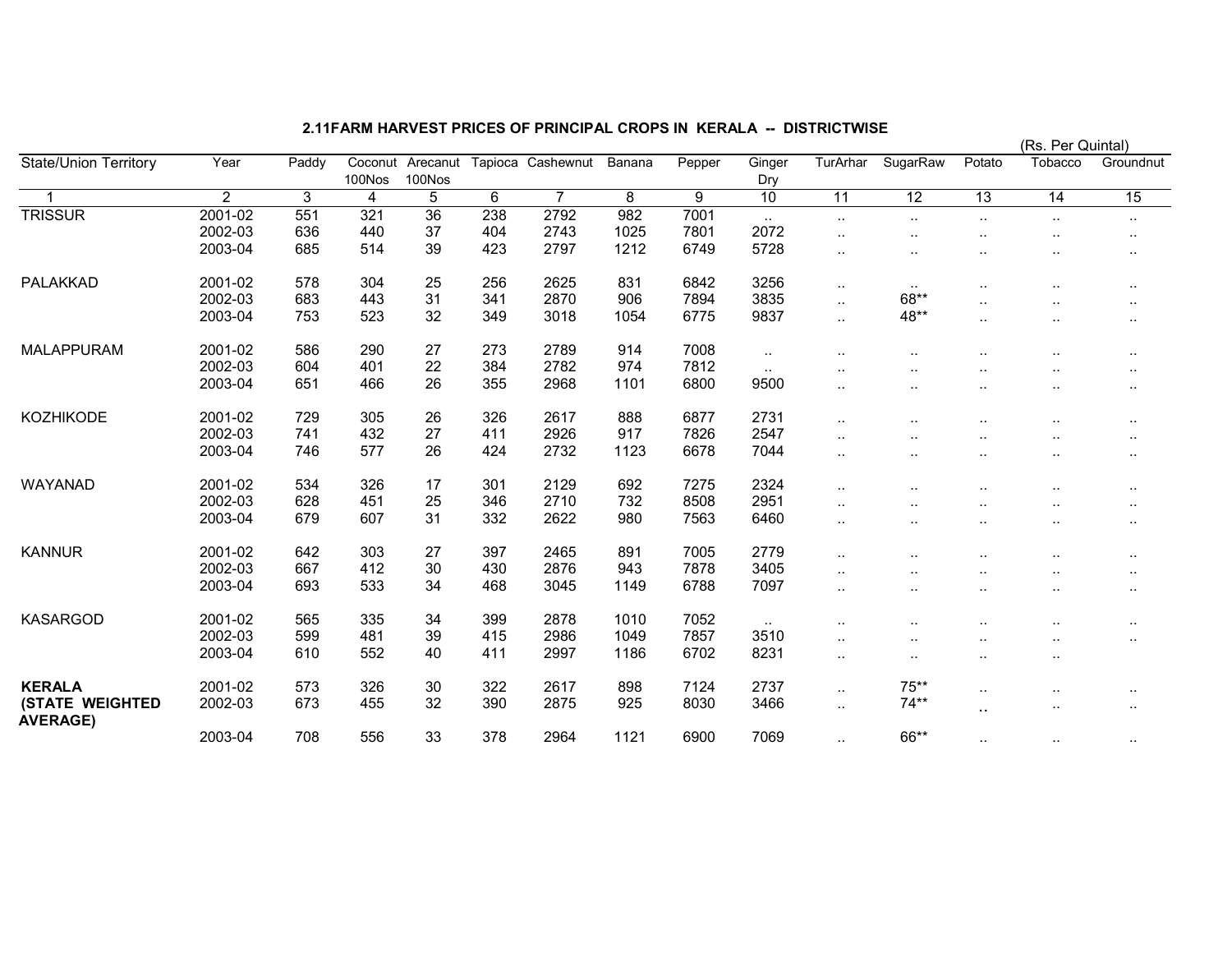### 2.11FARM HARVEST PRICES OF PRINCIPAL CROPS IN KERALA -- DISTRICTWISE

(Rs. Per Quintal)

| State/Union Territory | Year | Paddy | Coconut 100Nos | Arecanut 100Nos | Tapioca | Cashewnut | Banana | Pepper | Ginger Dry | TurArhar | SugarRaw | Potato | Tobacco | Groundnut |
|---|---|---|---|---|---|---|---|---|---|---|---|---|---|---|
| 1 | 2 | 3 | 4 | 5 | 6 | 7 | 8 | 9 | 10 | 11 | 12 | 13 | 14 | 15 |
| TRISSUR | 2001-02 | 551 | 321 | 36 | 238 | 2792 | 982 | 7001 | .. | .. | .. | .. | .. | .. |
| | 2002-03 | 636 | 440 | 37 | 404 | 2743 | 1025 | 7801 | 2072 | .. | .. | .. | .. | .. |
| | 2003-04 | 685 | 514 | 39 | 423 | 2797 | 1212 | 6749 | 5728 | .. | .. | .. | .. | .. |
| PALAKKAD | 2001-02 | 578 | 304 | 25 | 256 | 2625 | 831 | 6842 | 3256 | .. | .. | .. | .. | .. |
| | 2002-03 | 683 | 443 | 31 | 341 | 2870 | 906 | 7894 | 3835 | .. | 68** | .. | .. | .. |
| | 2003-04 | 753 | 523 | 32 | 349 | 3018 | 1054 | 6775 | 9837 | .. | 48** | .. | .. | .. |
| MALAPPURAM | 2001-02 | 586 | 290 | 27 | 273 | 2789 | 914 | 7008 | .. | .. | .. | .. | .. | .. |
| | 2002-03 | 604 | 401 | 22 | 384 | 2782 | 974 | 7812 | .. | .. | .. | .. | .. | .. |
| | 2003-04 | 651 | 466 | 26 | 355 | 2968 | 1101 | 6800 | 9500 | .. | .. | .. | .. | .. |
| KOZHIKODE | 2001-02 | 729 | 305 | 26 | 326 | 2617 | 888 | 6877 | 2731 | .. | .. | .. | .. | .. |
| | 2002-03 | 741 | 432 | 27 | 411 | 2926 | 917 | 7826 | 2547 | .. | .. | .. | .. | .. |
| | 2003-04 | 746 | 577 | 26 | 424 | 2732 | 1123 | 6678 | 7044 | .. | .. | .. | .. | .. |
| WAYANAD | 2001-02 | 534 | 326 | 17 | 301 | 2129 | 692 | 7275 | 2324 | .. | .. | .. | .. | .. |
| | 2002-03 | 628 | 451 | 25 | 346 | 2710 | 732 | 8508 | 2951 | .. | .. | .. | .. | .. |
| | 2003-04 | 679 | 607 | 31 | 332 | 2622 | 980 | 7563 | 6460 | .. | .. | .. | .. | .. |
| KANNUR | 2001-02 | 642 | 303 | 27 | 397 | 2465 | 891 | 7005 | 2779 | .. | .. | .. | .. | .. |
| | 2002-03 | 667 | 412 | 30 | 430 | 2876 | 943 | 7878 | 3405 | .. | .. | .. | .. | .. |
| | 2003-04 | 693 | 533 | 34 | 468 | 3045 | 1149 | 6788 | 7097 | .. | .. | .. | .. | .. |
| KASARGOD | 2001-02 | 565 | 335 | 34 | 399 | 2878 | 1010 | 7052 | .. | .. | .. | .. | .. | .. |
| | 2002-03 | 599 | 481 | 39 | 415 | 2986 | 1049 | 7857 | 3510 | .. | .. | .. | .. | .. |
| | 2003-04 | 610 | 552 | 40 | 411 | 2997 | 1186 | 6702 | 8231 | .. | .. | .. | .. | |
| **KERALA (STATE WEIGHTED AVERAGE)** | 2001-02 | 573 | 326 | 30 | 322 | 2617 | 898 | 7124 | 2737 | .. | 75** | .. | .. | .. |
| | 2002-03 | 673 | 455 | 32 | 390 | 2875 | 925 | 8030 | 3466 | .. | 74** | .. | .. | .. |
| | 2003-04 | 708 | 556 | 33 | 378 | 2964 | 1121 | 6900 | 7069 | .. | 66** | .. | .. | .. |